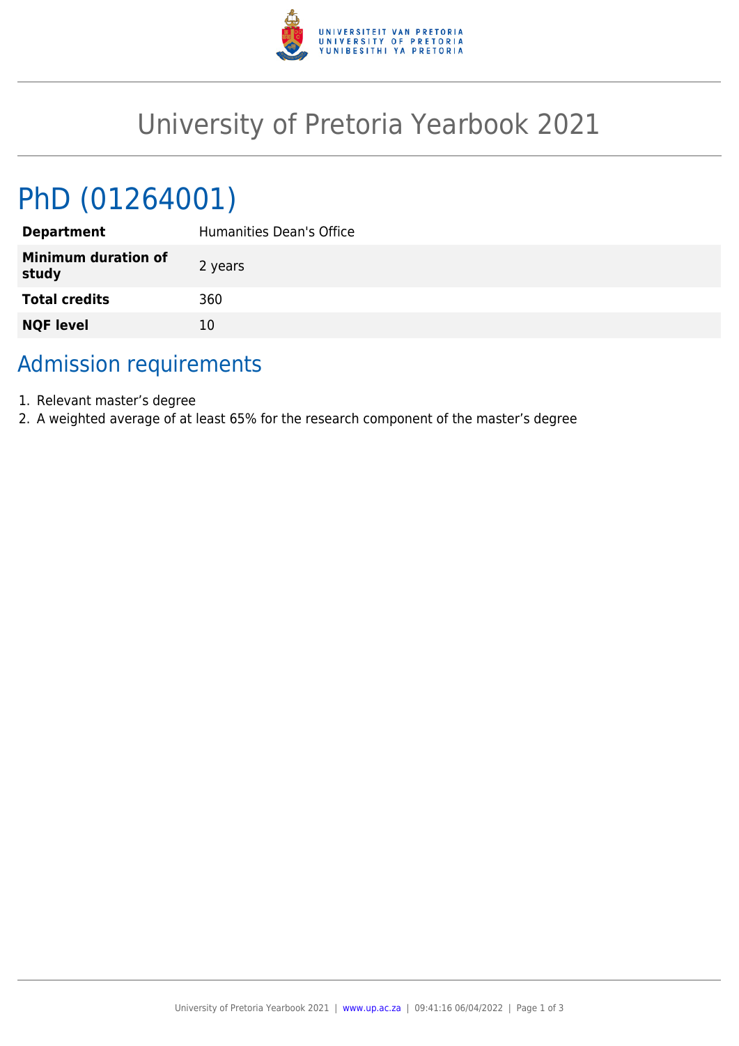# University of Pretoria Yearbook 2021

# PhD (01264001)

| | |
|---|---|
| **Department** | Humanities Dean's Office |
| **Minimum duration of study** | 2 years |
| **Total credits** | 360 |
| **NQF level** | 10 |

## Admission requirements

1. Relevant master's degree
2. A weighted average of at least 65% for the research component of the master's degree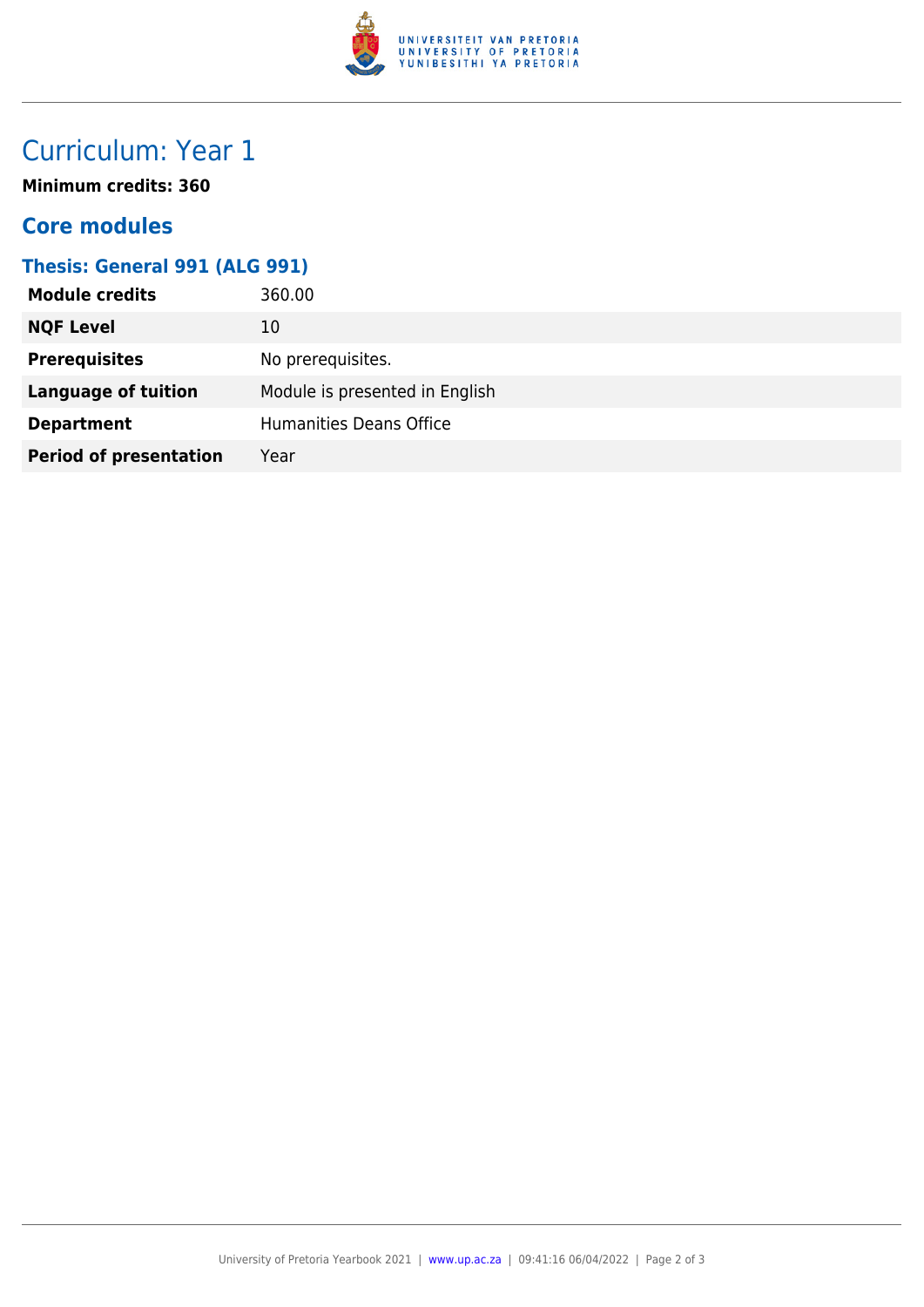# Curriculum: Year 1

**Minimum credits: 360**

## Core modules

### Thesis: General 991 (ALG 991)

| | |
|---|---|
| **Module credits** | 360.00 |
| **NQF Level** | 10 |
| **Prerequisites** | No prerequisites. |
| **Language of tuition** | Module is presented in English |
| **Department** | Humanities Deans Office |
| **Period of presentation** | Year |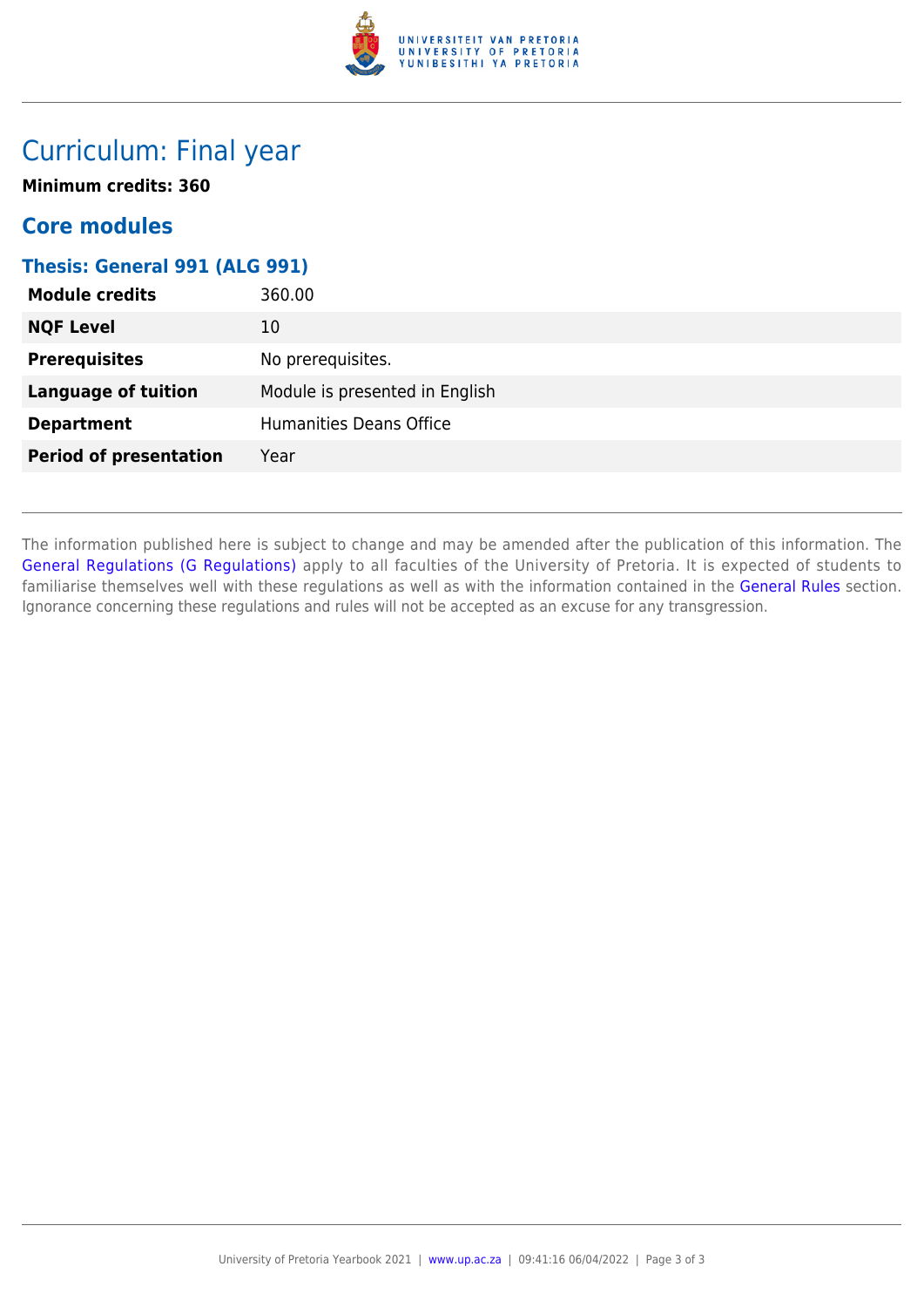# Curriculum: Final year

**Minimum credits: 360**

## Core modules

### Thesis: General 991 (ALG 991)

| | |
|---|---|
| **Module credits** | 360.00 |
| **NQF Level** | 10 |
| **Prerequisites** | No prerequisites. |
| **Language of tuition** | Module is presented in English |
| **Department** | Humanities Deans Office |
| **Period of presentation** | Year |

The information published here is subject to change and may be amended after the publication of this information. The General Regulations (G Regulations) apply to all faculties of the University of Pretoria. It is expected of students to familiarise themselves well with these regulations as well as with the information contained in the General Rules section. Ignorance concerning these regulations and rules will not be accepted as an excuse for any transgression.